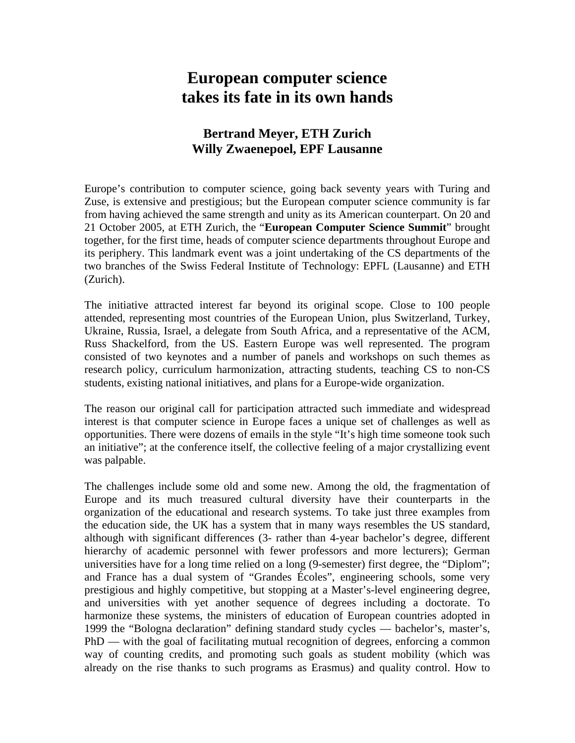# European computer science takes its fate in its own hands

**Bertrand Meyer, ETH Zurich**
**Willy Zwaenepoel, EPF Lausanne**

Europe's contribution to computer science, going back seventy years with Turing and Zuse, is extensive and prestigious; but the European computer science community is far from having achieved the same strength and unity as its American counterpart. On 20 and 21 October 2005, at ETH Zurich, the "**European Computer Science Summit**" brought together, for the first time, heads of computer science departments throughout Europe and its periphery. This landmark event was a joint undertaking of the CS departments of the two branches of the Swiss Federal Institute of Technology: EPFL (Lausanne) and ETH (Zurich).

The initiative attracted interest far beyond its original scope. Close to 100 people attended, representing most countries of the European Union, plus Switzerland, Turkey, Ukraine, Russia, Israel, a delegate from South Africa, and a representative of the ACM, Russ Shackelford, from the US. Eastern Europe was well represented. The program consisted of two keynotes and a number of panels and workshops on such themes as research policy, curriculum harmonization, attracting students, teaching CS to non-CS students, existing national initiatives, and plans for a Europe-wide organization.

The reason our original call for participation attracted such immediate and widespread interest is that computer science in Europe faces a unique set of challenges as well as opportunities. There were dozens of emails in the style "It's high time someone took such an initiative"; at the conference itself, the collective feeling of a major crystallizing event was palpable.

The challenges include some old and some new. Among the old, the fragmentation of Europe and its much treasured cultural diversity have their counterparts in the organization of the educational and research systems. To take just three examples from the education side, the UK has a system that in many ways resembles the US standard, although with significant differences (3- rather than 4-year bachelor's degree, different hierarchy of academic personnel with fewer professors and more lecturers); German universities have for a long time relied on a long (9-semester) first degree, the "Diplom"; and France has a dual system of "Grandes Écoles", engineering schools, some very prestigious and highly competitive, but stopping at a Master's-level engineering degree, and universities with yet another sequence of degrees including a doctorate. To harmonize these systems, the ministers of education of European countries adopted in 1999 the "Bologna declaration" defining standard study cycles — bachelor's, master's, PhD — with the goal of facilitating mutual recognition of degrees, enforcing a common way of counting credits, and promoting such goals as student mobility (which was already on the rise thanks to such programs as Erasmus) and quality control. How to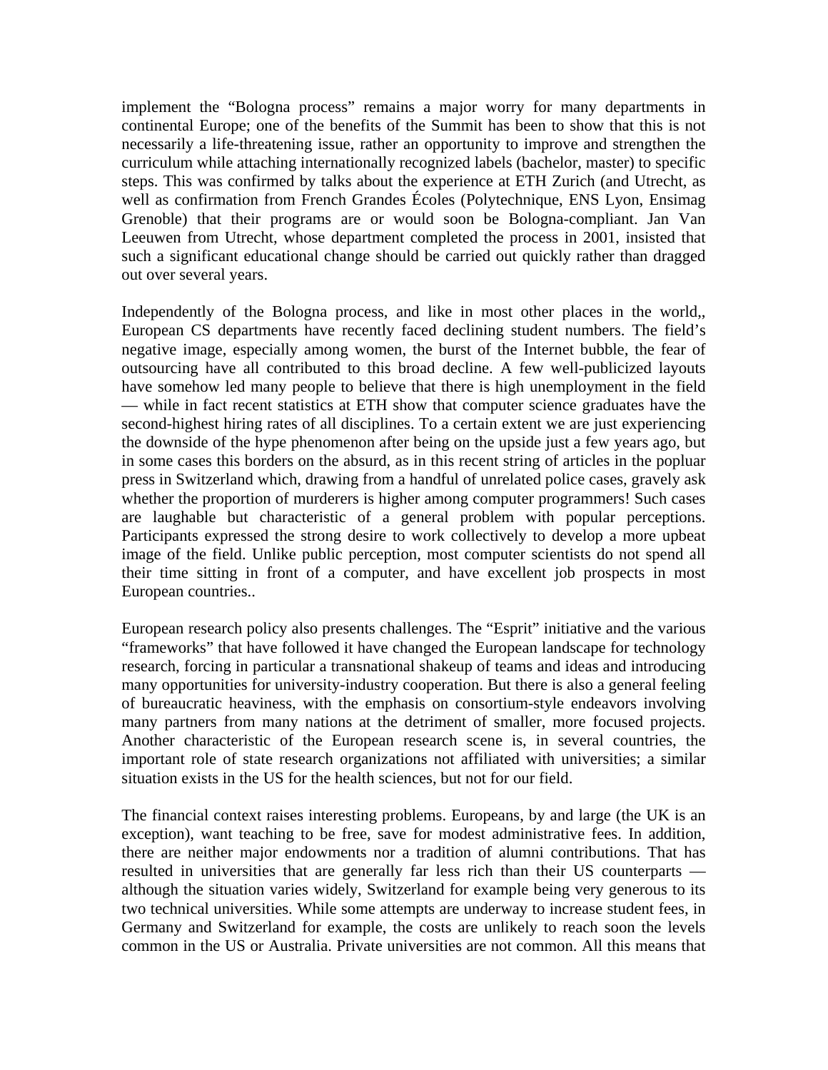implement the “Bologna process” remains a major worry for many departments in continental Europe; one of the benefits of the Summit has been to show that this is not necessarily a life-threatening issue, rather an opportunity to improve and strengthen the curriculum while attaching internationally recognized labels (bachelor, master) to specific steps. This was confirmed by talks about the experience at ETH Zurich (and Utrecht, as well as confirmation from French Grandes Écoles (Polytechnique, ENS Lyon, Ensimag Grenoble) that their programs are or would soon be Bologna-compliant. Jan Van Leeuwen from Utrecht, whose department completed the process in 2001, insisted that such a significant educational change should be carried out quickly rather than dragged out over several years.

Independently of the Bologna process, and like in most other places in the world,, European CS departments have recently faced declining student numbers. The field’s negative image, especially among women, the burst of the Internet bubble, the fear of outsourcing have all contributed to this broad decline. A few well-publicized layouts have somehow led many people to believe that there is high unemployment in the field — while in fact recent statistics at ETH show that computer science graduates have the second-highest hiring rates of all disciplines. To a certain extent we are just experiencing the downside of the hype phenomenon after being on the upside just a few years ago, but in some cases this borders on the absurd, as in this recent string of articles in the popluar press in Switzerland which, drawing from a handful of unrelated police cases, gravely ask whether the proportion of murderers is higher among computer programmers! Such cases are laughable but characteristic of a general problem with popular perceptions. Participants expressed the strong desire to work collectively to develop a more upbeat image of the field. Unlike public perception, most computer scientists do not spend all their time sitting in front of a computer, and have excellent job prospects in most European countries..

European research policy also presents challenges. The “Esprit” initiative and the various “frameworks” that have followed it have changed the European landscape for technology research, forcing in particular a transnational shakeup of teams and ideas and introducing many opportunities for university-industry cooperation. But there is also a general feeling of bureaucratic heaviness, with the emphasis on consortium-style endeavors involving many partners from many nations at the detriment of smaller, more focused projects. Another characteristic of the European research scene is, in several countries, the important role of state research organizations not affiliated with universities; a similar situation exists in the US for the health sciences, but not for our field.

The financial context raises interesting problems. Europeans, by and large (the UK is an exception), want teaching to be free, save for modest administrative fees. In addition, there are neither major endowments nor a tradition of alumni contributions. That has resulted in universities that are generally far less rich than their US counterparts — although the situation varies widely, Switzerland for example being very generous to its two technical universities. While some attempts are underway to increase student fees, in Germany and Switzerland for example, the costs are unlikely to reach soon the levels common in the US or Australia. Private universities are not common. All this means that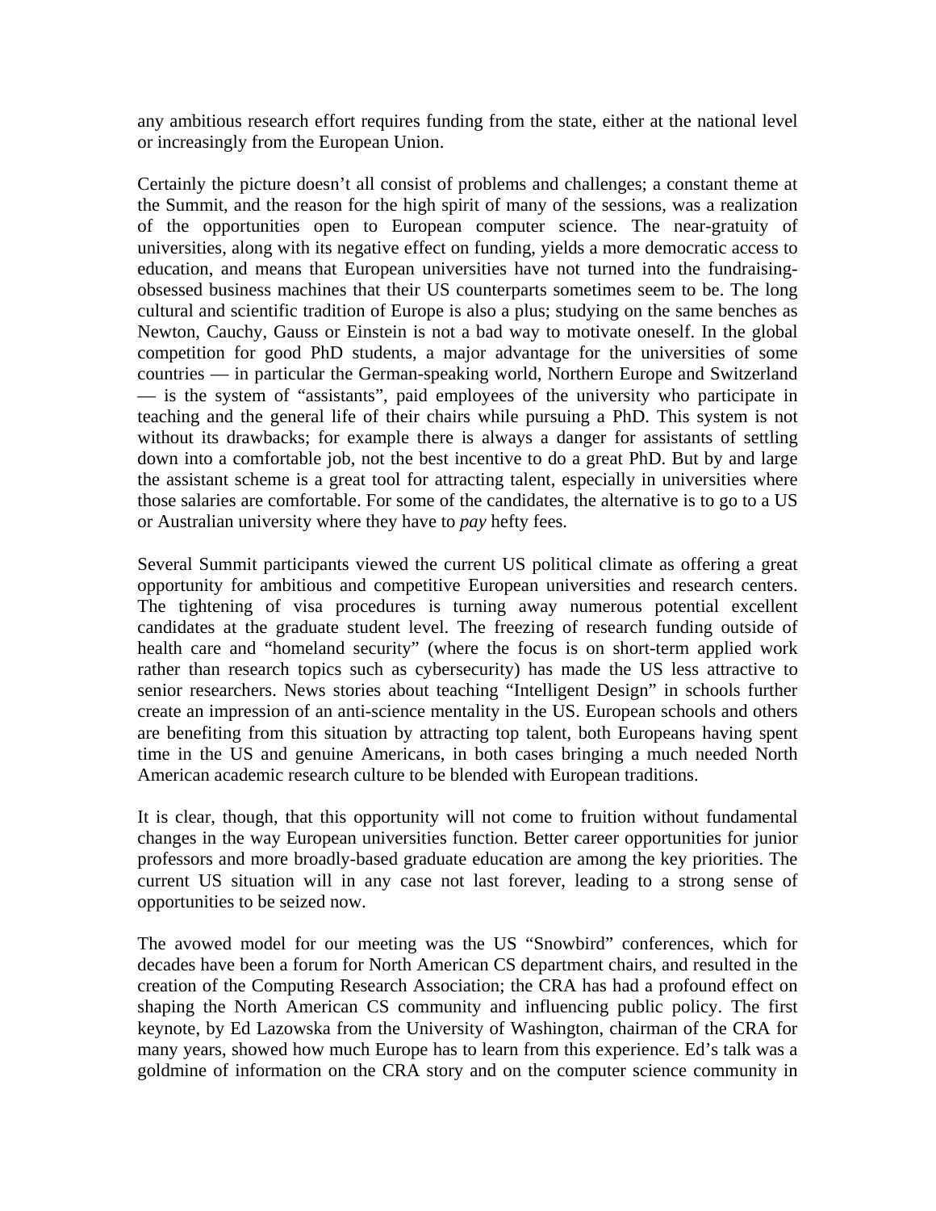any ambitious research effort requires funding from the state, either at the national level or increasingly from the European Union.

Certainly the picture doesn't all consist of problems and challenges; a constant theme at the Summit, and the reason for the high spirit of many of the sessions, was a realization of the opportunities open to European computer science. The near-gratuity of universities, along with its negative effect on funding, yields a more democratic access to education, and means that European universities have not turned into the fundraising-obsessed business machines that their US counterparts sometimes seem to be. The long cultural and scientific tradition of Europe is also a plus; studying on the same benches as Newton, Cauchy, Gauss or Einstein is not a bad way to motivate oneself. In the global competition for good PhD students, a major advantage for the universities of some countries — in particular the German-speaking world, Northern Europe and Switzerland — is the system of "assistants", paid employees of the university who participate in teaching and the general life of their chairs while pursuing a PhD. This system is not without its drawbacks; for example there is always a danger for assistants of settling down into a comfortable job, not the best incentive to do a great PhD. But by and large the assistant scheme is a great tool for attracting talent, especially in universities where those salaries are comfortable. For some of the candidates, the alternative is to go to a US or Australian university where they have to *pay* hefty fees.

Several Summit participants viewed the current US political climate as offering a great opportunity for ambitious and competitive European universities and research centers. The tightening of visa procedures is turning away numerous potential excellent candidates at the graduate student level. The freezing of research funding outside of health care and "homeland security" (where the focus is on short-term applied work rather than research topics such as cybersecurity) has made the US less attractive to senior researchers. News stories about teaching "Intelligent Design" in schools further create an impression of an anti-science mentality in the US. European schools and others are benefiting from this situation by attracting top talent, both Europeans having spent time in the US and genuine Americans, in both cases bringing a much needed North American academic research culture to be blended with European traditions.

It is clear, though, that this opportunity will not come to fruition without fundamental changes in the way European universities function. Better career opportunities for junior professors and more broadly-based graduate education are among the key priorities. The current US situation will in any case not last forever, leading to a strong sense of opportunities to be seized now.

The avowed model for our meeting was the US "Snowbird" conferences, which for decades have been a forum for North American CS department chairs, and resulted in the creation of the Computing Research Association; the CRA has had a profound effect on shaping the North American CS community and influencing public policy. The first keynote, by Ed Lazowska from the University of Washington, chairman of the CRA for many years, showed how much Europe has to learn from this experience. Ed's talk was a goldmine of information on the CRA story and on the computer science community in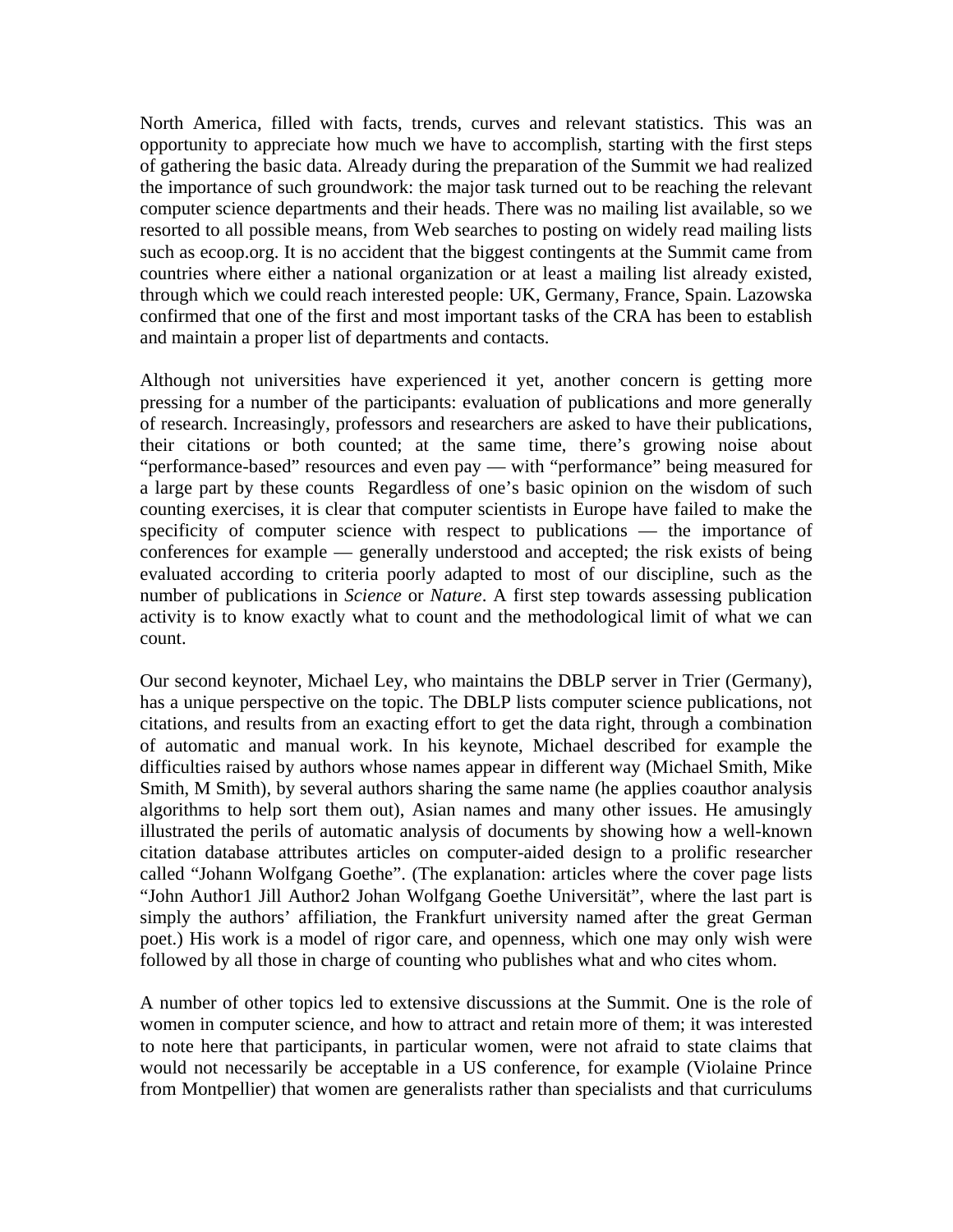North America, filled with facts, trends, curves and relevant statistics. This was an opportunity to appreciate how much we have to accomplish, starting with the first steps of gathering the basic data. Already during the preparation of the Summit we had realized the importance of such groundwork: the major task turned out to be reaching the relevant computer science departments and their heads. There was no mailing list available, so we resorted to all possible means, from Web searches to posting on widely read mailing lists such as ecoop.org. It is no accident that the biggest contingents at the Summit came from countries where either a national organization or at least a mailing list already existed, through which we could reach interested people: UK, Germany, France, Spain. Lazowska confirmed that one of the first and most important tasks of the CRA has been to establish and maintain a proper list of departments and contacts.

Although not universities have experienced it yet, another concern is getting more pressing for a number of the participants: evaluation of publications and more generally of research. Increasingly, professors and researchers are asked to have their publications, their citations or both counted; at the same time, there's growing noise about "performance-based" resources and even pay — with "performance" being measured for a large part by these counts  Regardless of one's basic opinion on the wisdom of such counting exercises, it is clear that computer scientists in Europe have failed to make the specificity of computer science with respect to publications — the importance of conferences for example — generally understood and accepted; the risk exists of being evaluated according to criteria poorly adapted to most of our discipline, such as the number of publications in *Science* or *Nature*. A first step towards assessing publication activity is to know exactly what to count and the methodological limit of what we can count.

Our second keynoter, Michael Ley, who maintains the DBLP server in Trier (Germany), has a unique perspective on the topic. The DBLP lists computer science publications, not citations, and results from an exacting effort to get the data right, through a combination of automatic and manual work. In his keynote, Michael described for example the difficulties raised by authors whose names appear in different way (Michael Smith, Mike Smith, M Smith), by several authors sharing the same name (he applies coauthor analysis algorithms to help sort them out), Asian names and many other issues. He amusingly illustrated the perils of automatic analysis of documents by showing how a well-known citation database attributes articles on computer-aided design to a prolific researcher called "Johann Wolfgang Goethe". (The explanation: articles where the cover page lists "John Author1 Jill Author2 Johan Wolfgang Goethe Universität", where the last part is simply the authors' affiliation, the Frankfurt university named after the great German poet.) His work is a model of rigor care, and openness, which one may only wish were followed by all those in charge of counting who publishes what and who cites whom.

A number of other topics led to extensive discussions at the Summit. One is the role of women in computer science, and how to attract and retain more of them; it was interested to note here that participants, in particular women, were not afraid to state claims that would not necessarily be acceptable in a US conference, for example (Violaine Prince from Montpellier) that women are generalists rather than specialists and that curriculums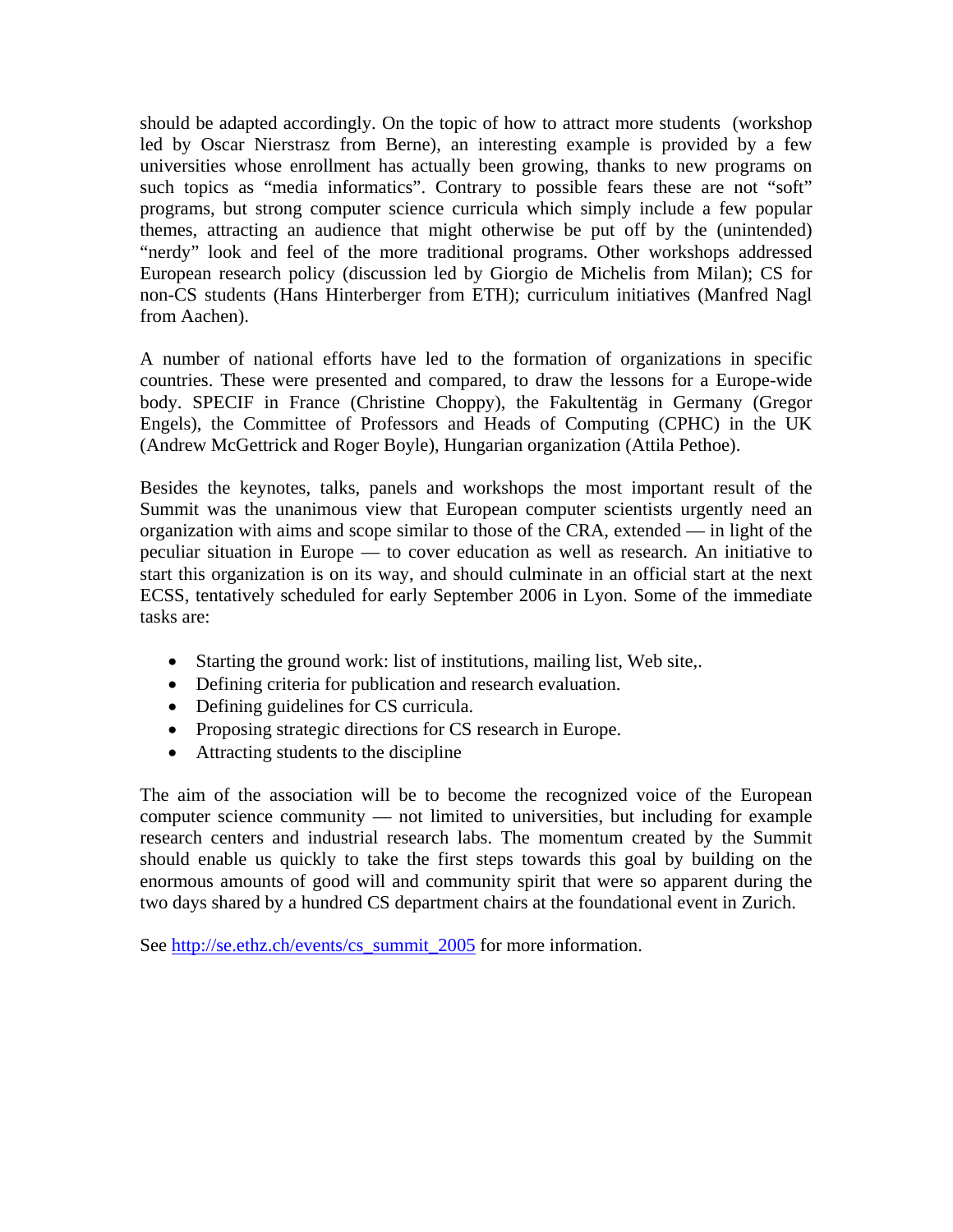should be adapted accordingly. On the topic of how to attract more students (workshop led by Oscar Nierstrasz from Berne), an interesting example is provided by a few universities whose enrollment has actually been growing, thanks to new programs on such topics as "media informatics". Contrary to possible fears these are not "soft" programs, but strong computer science curricula which simply include a few popular themes, attracting an audience that might otherwise be put off by the (unintended) "nerdy" look and feel of the more traditional programs. Other workshops addressed European research policy (discussion led by Giorgio de Michelis from Milan); CS for non-CS students (Hans Hinterberger from ETH); curriculum initiatives (Manfred Nagl from Aachen).

A number of national efforts have led to the formation of organizations in specific countries. These were presented and compared, to draw the lessons for a Europe-wide body. SPECIF in France (Christine Choppy), the Fakultentäg in Germany (Gregor Engels), the Committee of Professors and Heads of Computing (CPHC) in the UK (Andrew McGettrick and Roger Boyle), Hungarian organization (Attila Pethoe).

Besides the keynotes, talks, panels and workshops the most important result of the Summit was the unanimous view that European computer scientists urgently need an organization with aims and scope similar to those of the CRA, extended — in light of the peculiar situation in Europe — to cover education as well as research. An initiative to start this organization is on its way, and should culminate in an official start at the next ECSS, tentatively scheduled for early September 2006 in Lyon. Some of the immediate tasks are:

- Starting the ground work: list of institutions, mailing list, Web site,.
- Defining criteria for publication and research evaluation.
- Defining guidelines for CS curricula.
- Proposing strategic directions for CS research in Europe.
- Attracting students to the discipline

The aim of the association will be to become the recognized voice of the European computer science community — not limited to universities, but including for example research centers and industrial research labs. The momentum created by the Summit should enable us quickly to take the first steps towards this goal by building on the enormous amounts of good will and community spirit that were so apparent during the two days shared by a hundred CS department chairs at the foundational event in Zurich.

See http://se.ethz.ch/events/cs_summit_2005 for more information.